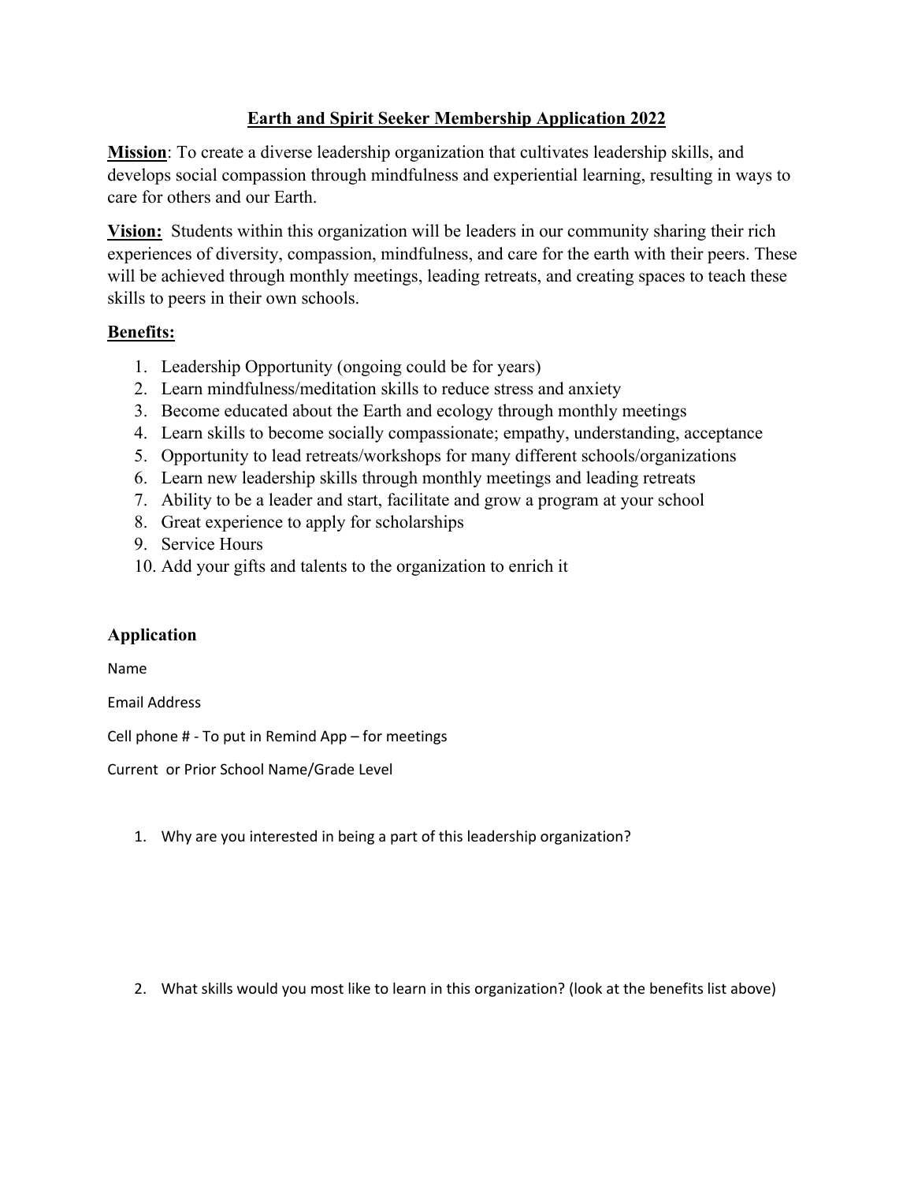# Earth and Spirit Seeker Membership Application 2022

**Mission**: To create a diverse leadership organization that cultivates leadership skills, and develops social compassion through mindfulness and experiential learning, resulting in ways to care for others and our Earth.

**Vision:** Students within this organization will be leaders in our community sharing their rich experiences of diversity, compassion, mindfulness, and care for the earth with their peers. These will be achieved through monthly meetings, leading retreats, and creating spaces to teach these skills to peers in their own schools.

**Benefits:**

1. Leadership Opportunity (ongoing could be for years)
2. Learn mindfulness/meditation skills to reduce stress and anxiety
3. Become educated about the Earth and ecology through monthly meetings
4. Learn skills to become socially compassionate; empathy, understanding, acceptance
5. Opportunity to lead retreats/workshops for many different schools/organizations
6. Learn new leadership skills through monthly meetings and leading retreats
7. Ability to be a leader and start, facilitate and grow a program at your school
8. Great experience to apply for scholarships
9. Service Hours
10. Add your gifts and talents to the organization to enrich it

## Application

Name

Email Address

Cell phone # - To put in Remind App – for meetings

Current or Prior School Name/Grade Level

1. Why are you interested in being a part of this leadership organization?

2. What skills would you most like to learn in this organization? (look at the benefits list above)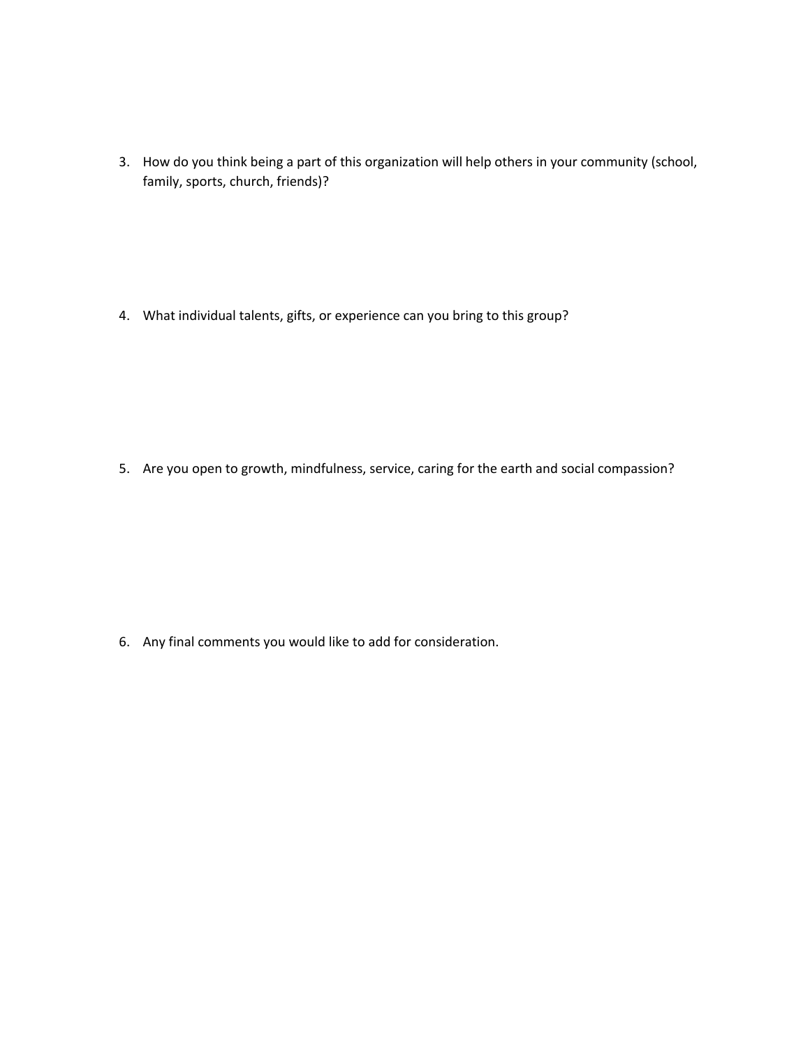3. How do you think being a part of this organization will help others in your community (school, family, sports, church, friends)?

4. What individual talents, gifts, or experience can you bring to this group?

5. Are you open to growth, mindfulness, service, caring for the earth and social compassion?

6. Any final comments you would like to add for consideration.